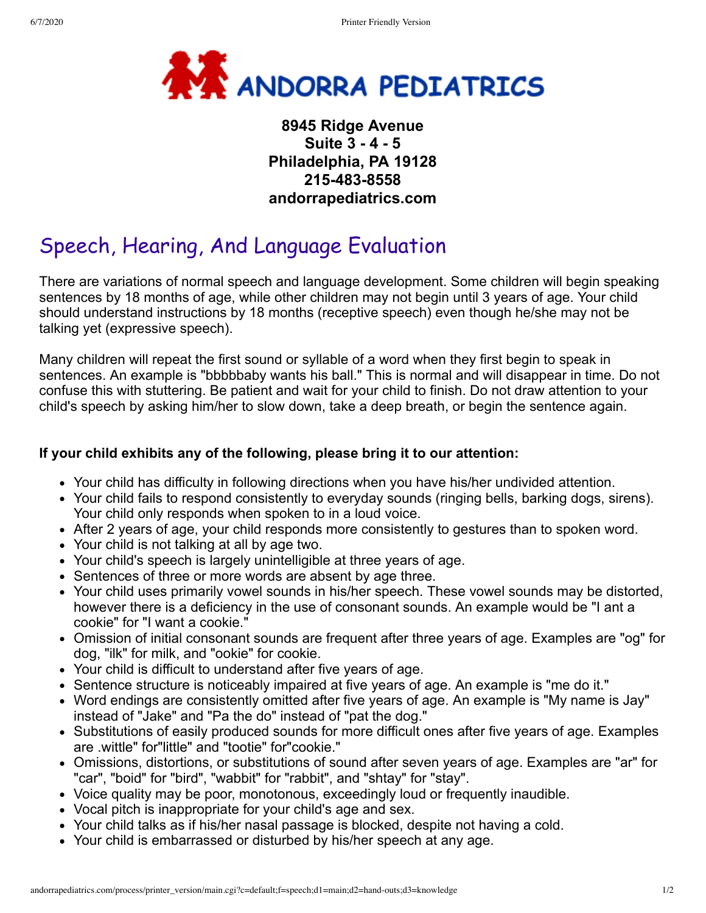# ANDORRA PEDIATRICS

**8945 Ridge Avenue**
**Suite 3 - 4 - 5**
**Philadelphia, PA 19128**
**215-483-8558**
**andorrapediatrics.com**

## Speech, Hearing, And Language Evaluation

There are variations of normal speech and language development. Some children will begin speaking sentences by 18 months of age, while other children may not begin until 3 years of age. Your child should understand instructions by 18 months (receptive speech) even though he/she may not be talking yet (expressive speech).

Many children will repeat the first sound or syllable of a word when they first begin to speak in sentences. An example is "bbbbbaby wants his ball." This is normal and will disappear in time. Do not confuse this with stuttering. Be patient and wait for your child to finish. Do not draw attention to your child's speech by asking him/her to slow down, take a deep breath, or begin the sentence again.

**If your child exhibits any of the following, please bring it to our attention:**

- Your child has difficulty in following directions when you have his/her undivided attention.
- Your child fails to respond consistently to everyday sounds (ringing bells, barking dogs, sirens). Your child only responds when spoken to in a loud voice.
- After 2 years of age, your child responds more consistently to gestures than to spoken word.
- Your child is not talking at all by age two.
- Your child's speech is largely unintelligible at three years of age.
- Sentences of three or more words are absent by age three.
- Your child uses primarily vowel sounds in his/her speech. These vowel sounds may be distorted, however there is a deficiency in the use of consonant sounds. An example would be "I ant a cookie" for "I want a cookie."
- Omission of initial consonant sounds are frequent after three years of age. Examples are "og" for dog, "ilk" for milk, and "ookie" for cookie.
- Your child is difficult to understand after five years of age.
- Sentence structure is noticeably impaired at five years of age. An example is "me do it."
- Word endings are consistently omitted after five years of age. An example is "My name is Jay" instead of "Jake" and "Pa the do" instead of "pat the dog."
- Substitutions of easily produced sounds for more difficult ones after five years of age. Examples are .wittle" for"little" and "tootie" for"cookie."
- Omissions, distortions, or substitutions of sound after seven years of age. Examples are "ar" for "car", "boid" for "bird", "wabbit" for "rabbit", and "shtay" for "stay".
- Voice quality may be poor, monotonous, exceedingly loud or frequently inaudible.
- Vocal pitch is inappropriate for your child's age and sex.
- Your child talks as if his/her nasal passage is blocked, despite not having a cold.
- Your child is embarrassed or disturbed by his/her speech at any age.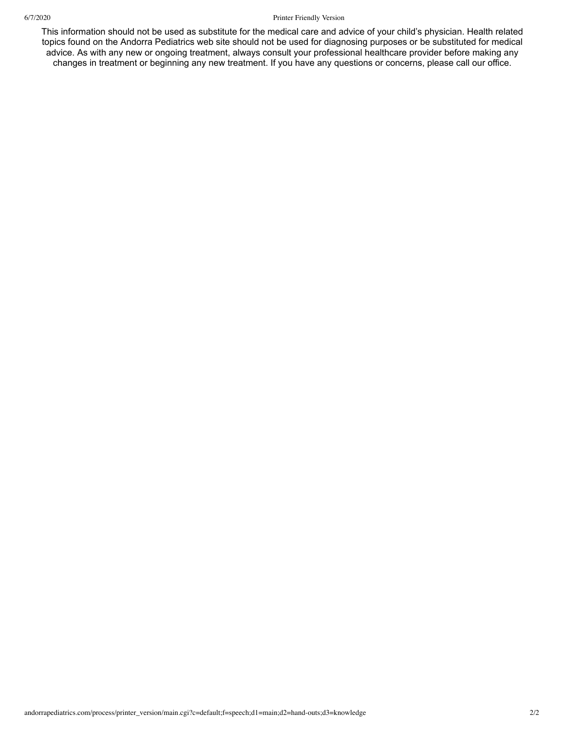This information should not be used as substitute for the medical care and advice of your child's physician. Health related topics found on the Andorra Pediatrics web site should not be used for diagnosing purposes or be substituted for medical advice. As with any new or ongoing treatment, always consult your professional healthcare provider before making any changes in treatment or beginning any new treatment. If you have any questions or concerns, please call our office.